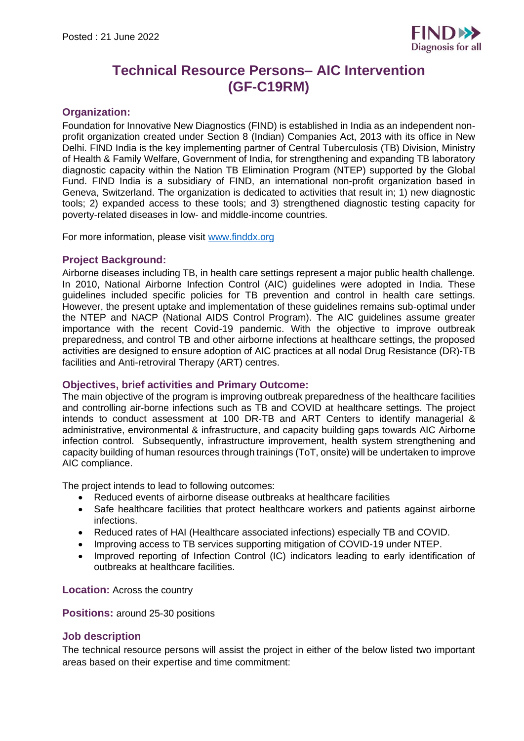Posted : 21 June 2022

FIND Diagnosis for all

# Technical Resource Persons– AIC Intervention (GF-C19RM)

## Organization:

Foundation for Innovative New Diagnostics (FIND) is established in India as an independent non-profit organization created under Section 8 (Indian) Companies Act, 2013 with its office in New Delhi. FIND India is the key implementing partner of Central Tuberculosis (TB) Division, Ministry of Health & Family Welfare, Government of India, for strengthening and expanding TB laboratory diagnostic capacity within the Nation TB Elimination Program (NTEP) supported by the Global Fund. FIND India is a subsidiary of FIND, an international non-profit organization based in Geneva, Switzerland. The organization is dedicated to activities that result in; 1) new diagnostic tools; 2) expanded access to these tools; and 3) strengthened diagnostic testing capacity for poverty-related diseases in low- and middle-income countries.

For more information, please visit [www.finddx.org](http://www.finddx.org)

## Project Background:

Airborne diseases including TB, in health care settings represent a major public health challenge. In 2010, National Airborne Infection Control (AIC) guidelines were adopted in India. These guidelines included specific policies for TB prevention and control in health care settings. However, the present uptake and implementation of these guidelines remains sub-optimal under the NTEP and NACP (National AIDS Control Program). The AIC guidelines assume greater importance with the recent Covid-19 pandemic. With the objective to improve outbreak preparedness, and control TB and other airborne infections at healthcare settings, the proposed activities are designed to ensure adoption of AIC practices at all nodal Drug Resistance (DR)-TB facilities and Anti-retroviral Therapy (ART) centres.

## Objectives, brief activities and Primary Outcome:

The main objective of the program is improving outbreak preparedness of the healthcare facilities and controlling air-borne infections such as TB and COVID at healthcare settings. The project intends to conduct assessment at 100 DR-TB and ART Centers to identify managerial & administrative, environmental & infrastructure, and capacity building gaps towards AIC Airborne infection control. Subsequently, infrastructure improvement, health system strengthening and capacity building of human resources through trainings (ToT, onsite) will be undertaken to improve AIC compliance.

The project intends to lead to following outcomes:

- Reduced events of airborne disease outbreaks at healthcare facilities
- Safe healthcare facilities that protect healthcare workers and patients against airborne infections.
- Reduced rates of HAI (Healthcare associated infections) especially TB and COVID.
- Improving access to TB services supporting mitigation of COVID-19 under NTEP.
- Improved reporting of Infection Control (IC) indicators leading to early identification of outbreaks at healthcare facilities.

**Location:** Across the country

**Positions:** around 25-30 positions

## Job description

The technical resource persons will assist the project in either of the below listed two important areas based on their expertise and time commitment: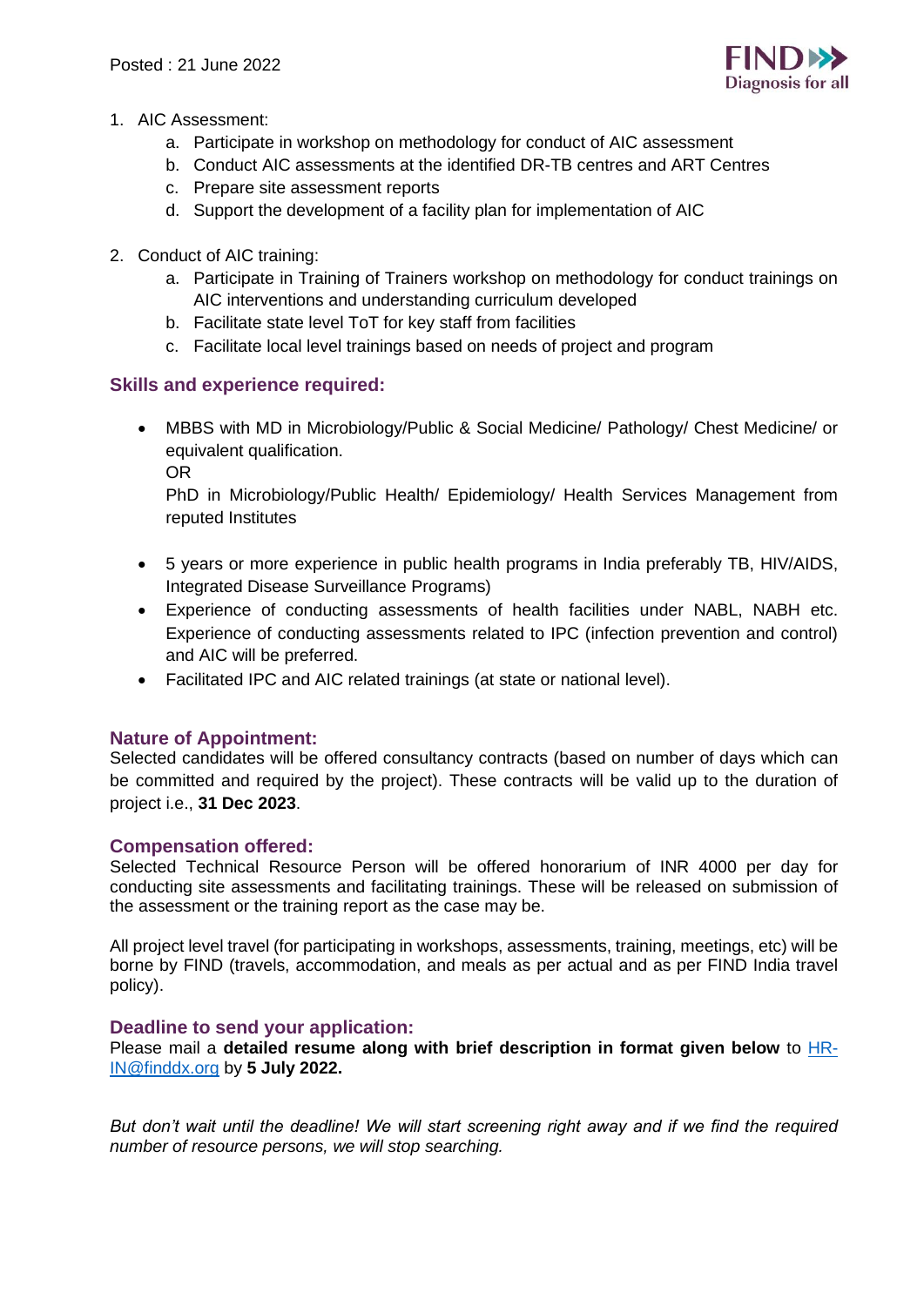1. AIC Assessment:
    a. Participate in workshop on methodology for conduct of AIC assessment
    b. Conduct AIC assessments at the identified DR-TB centres and ART Centres
    c. Prepare site assessment reports
    d. Support the development of a facility plan for implementation of AIC

2. Conduct of AIC training:
    a. Participate in Training of Trainers workshop on methodology for conduct trainings on AIC interventions and understanding curriculum developed
    b. Facilitate state level ToT for key staff from facilities
    c. Facilitate local level trainings based on needs of project and program

## Skills and experience required:

- MBBS with MD in Microbiology/Public & Social Medicine/ Pathology/ Chest Medicine/ or equivalent qualification.
  OR
  PhD in Microbiology/Public Health/ Epidemiology/ Health Services Management from reputed Institutes

- 5 years or more experience in public health programs in India preferably TB, HIV/AIDS, Integrated Disease Surveillance Programs)
- Experience of conducting assessments of health facilities under NABL, NABH etc. Experience of conducting assessments related to IPC (infection prevention and control) and AIC will be preferred.
- Facilitated IPC and AIC related trainings (at state or national level).

## Nature of Appointment:

Selected candidates will be offered consultancy contracts (based on number of days which can be committed and required by the project). These contracts will be valid up to the duration of project i.e., **31 Dec 2023**.

## Compensation offered:

Selected Technical Resource Person will be offered honorarium of INR 4000 per day for conducting site assessments and facilitating trainings. These will be released on submission of the assessment or the training report as the case may be.

All project level travel (for participating in workshops, assessments, training, meetings, etc) will be borne by FIND (travels, accommodation, and meals as per actual and as per FIND India travel policy).

## Deadline to send your application:

Please mail a **detailed resume along with brief description in format given below** to HR-IN@finddx.org by **5 July 2022.**

*But don't wait until the deadline! We will start screening right away and if we find the required number of resource persons, we will stop searching.*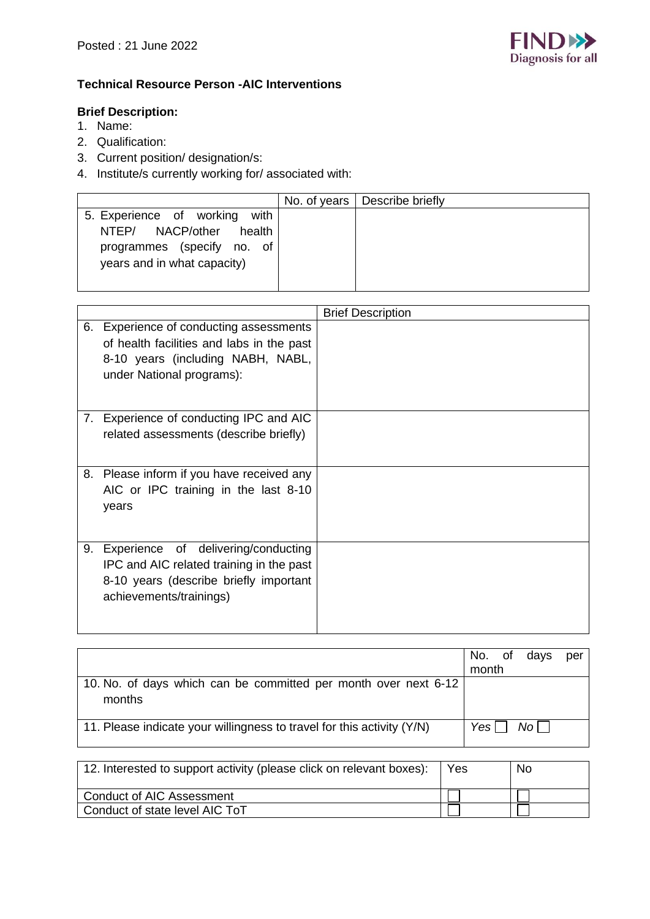Posted : 21 June 2022

**Technical Resource Person -AIC Interventions**

**Brief Description:**

1. Name:
2. Qualification:
3. Current position/ designation/s:
4. Institute/s currently working for/ associated with:

| | No. of years | Describe briefly |
|---|---|---|
| 5. Experience of working with NTEP/ NACP/other health programmes (specify no. of years and in what capacity) | | |

| | Brief Description |
|---|---|
| 6. Experience of conducting assessments of health facilities and labs in the past 8-10 years (including NABH, NABL, under National programs): | |
| 7. Experience of conducting IPC and AIC related assessments (describe briefly) | |
| 8. Please inform if you have received any AIC or IPC training in the last 8-10 years | |
| 9. Experience of delivering/conducting IPC and AIC related training in the past 8-10 years (describe briefly important achievements/trainings) | |

| | No. of days per month |
|---|---|
| 10. No. of days which can be committed per month over next 6-12 months | |
| 11. Please indicate your willingness to travel for this activity (Y/N) | *Yes* ☐ *No* ☐ |

| 12. Interested to support activity (please click on relevant boxes): | Yes | No |
|---|---|---|
| Conduct of AIC Assessment | ☐ | ☐ |
| Conduct of state level AIC ToT | ☐ | ☐ |